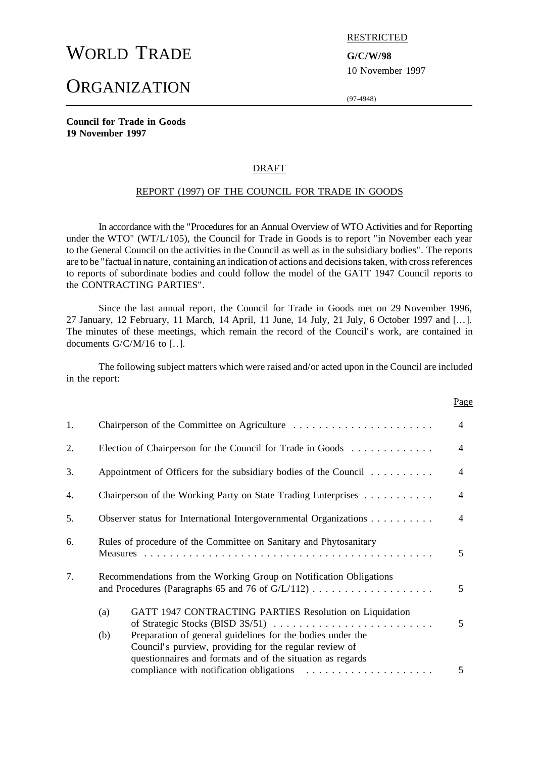# WORLD TRADE ORGANIZATION

RESTRICTED

**G/C/W/98**
10 November 1997

(97-4948)

**Council for Trade in Goods**
**19 November 1997**

DRAFT

## REPORT (1997) OF THE COUNCIL FOR TRADE IN GOODS

In accordance with the "Procedures for an Annual Overview of WTO Activities and for Reporting under the WTO" (WT/L/105), the Council for Trade in Goods is to report "in November each year to the General Council on the activities in the Council as well as in the subsidiary bodies". The reports are to be "factual in nature, containing an indication of actions and decisions taken, with cross references to reports of subordinate bodies and could follow the model of the GATT 1947 Council reports to the CONTRACTING PARTIES".

Since the last annual report, the Council for Trade in Goods met on 29 November 1996, 27 January, 12 February, 11 March, 14 April, 11 June, 14 July, 21 July, 6 October 1997 and […]. The minutes of these meetings, which remain the record of the Council's work, are contained in documents G/C/M/16 to [..].

The following subject matters which were raised and/or acted upon in the Council are included in the report:

| | | Page |
|---|---|---|
| 1. | Chairperson of the Committee on Agriculture | 4 |
| 2. | Election of Chairperson for the Council for Trade in Goods | 4 |
| 3. | Appointment of Officers for the subsidiary bodies of the Council | 4 |
| 4. | Chairperson of the Working Party on State Trading Enterprises | 4 |
| 5. | Observer status for International Intergovernmental Organizations | 4 |
| 6. | Rules of procedure of the Committee on Sanitary and Phytosanitary Measures | 5 |
| 7. | Recommendations from the Working Group on Notification Obligations and Procedures (Paragraphs 65 and 76 of G/L/112) | 5 |
| | (a) GATT 1947 CONTRACTING PARTIES Resolution on Liquidation of Strategic Stocks (BISD 3S/51) | 5 |
| | (b) Preparation of general guidelines for the bodies under the Council's purview, providing for the regular review of questionnaires and formats and of the situation as regards compliance with notification obligations | 5 |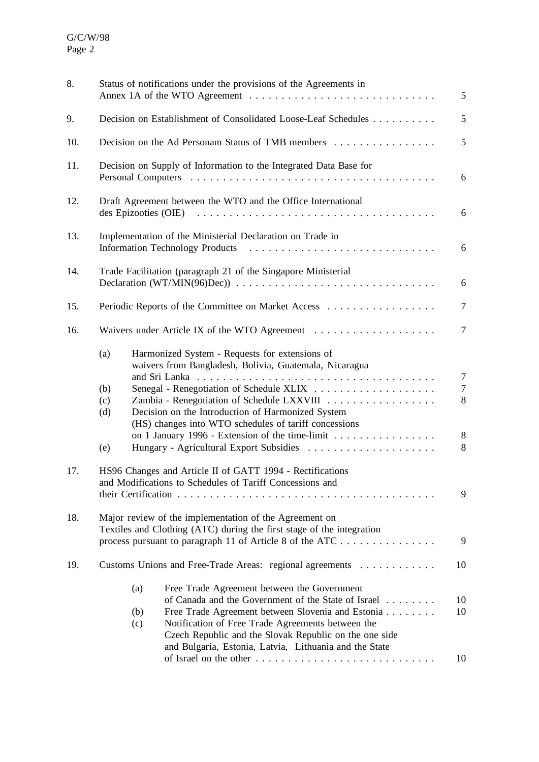| | | |
|---|---|---|
| 8. | Status of notifications under the provisions of the Agreements in Annex 1A of the WTO Agreement | 5 |
| 9. | Decision on Establishment of Consolidated Loose-Leaf Schedules | 5 |
| 10. | Decision on the Ad Personam Status of TMB members | 5 |
| 11. | Decision on Supply of Information to the Integrated Data Base for Personal Computers | 6 |
| 12. | Draft Agreement between the WTO and the Office International des Epizooties (OIE) | 6 |
| 13. | Implementation of the Ministerial Declaration on Trade in Information Technology Products | 6 |
| 14. | Trade Facilitation (paragraph 21 of the Singapore Ministerial Declaration (WT/MIN(96)Dec)) | 6 |
| 15. | Periodic Reports of the Committee on Market Access | 7 |
| 16. | Waivers under Article IX of the WTO Agreement | 7 |
| | (a) Harmonized System - Requests for extensions of waivers from Bangladesh, Bolivia, Guatemala, Nicaragua and Sri Lanka | 7 |
| | (b) Senegal - Renegotiation of Schedule XLIX | 7 |
| | (c) Zambia - Renegotiation of Schedule LXXVIII | 8 |
| | (d) Decision on the Introduction of Harmonized System (HS) changes into WTO schedules of tariff concessions on 1 January 1996 - Extension of the time-limit | 8 |
| | (e) Hungary - Agricultural Export Subsidies | 8 |
| 17. | HS96 Changes and Article II of GATT 1994 - Rectifications and Modifications to Schedules of Tariff Concessions and their Certification | 9 |
| 18. | Major review of the implementation of the Agreement on Textiles and Clothing (ATC) during the first stage of the integration process pursuant to paragraph 11 of Article 8 of the ATC | 9 |
| 19. | Customs Unions and Free-Trade Areas: regional agreements | 10 |
| | (a) Free Trade Agreement between the Government of Canada and the Government of the State of Israel | 10 |
| | (b) Free Trade Agreement between Slovenia and Estonia | 10 |
| | (c) Notification of Free Trade Agreements between the Czech Republic and the Slovak Republic on the one side and Bulgaria, Estonia, Latvia, Lithuania and the State of Israel on the other | 10 |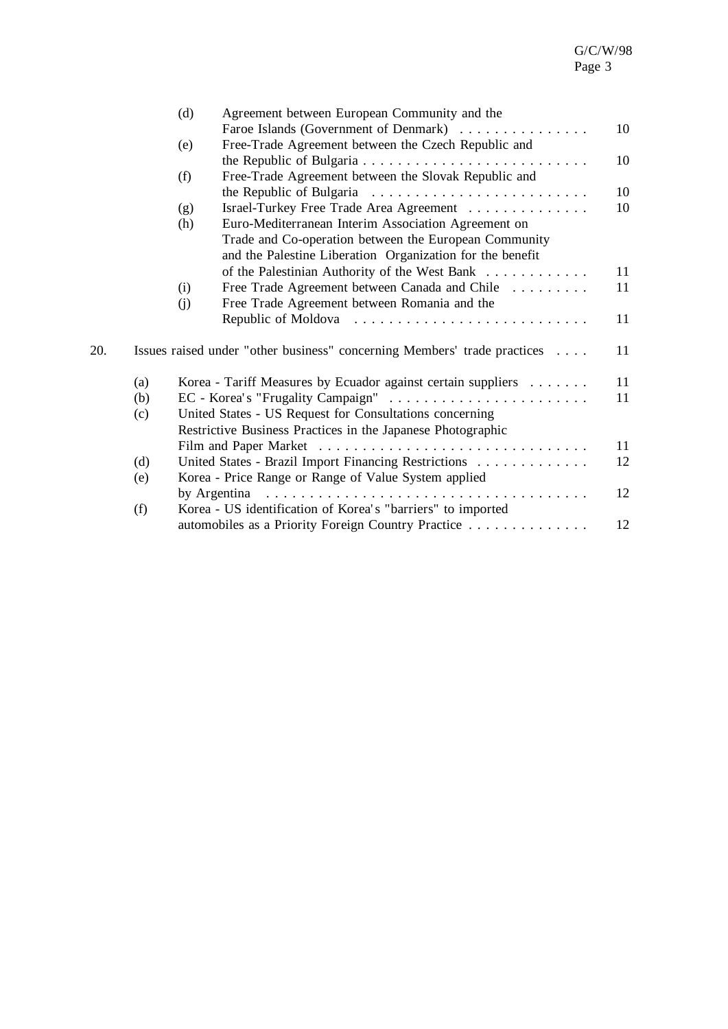- (d) Agreement between European Community and the Faroe Islands (Government of Denmark) . . . . . . . . . . . . . . . 10
- (e) Free-Trade Agreement between the Czech Republic and the Republic of Bulgaria . . . . . . . . . . . . . . . . . . . . . . . . . . 10
- (f) Free-Trade Agreement between the Slovak Republic and the Republic of Bulgaria . . . . . . . . . . . . . . . . . . . . . . . . . 10
- (g) Israel-Turkey Free Trade Area Agreement . . . . . . . . . . . . . . 10
- (h) Euro-Mediterranean Interim Association Agreement on Trade and Co-operation between the European Community and the Palestine Liberation Organization for the benefit of the Palestinian Authority of the West Bank . . . . . . . . . . . . 11
- (i) Free Trade Agreement between Canada and Chile . . . . . . . . . 11
- (j) Free Trade Agreement between Romania and the Republic of Moldova . . . . . . . . . . . . . . . . . . . . . . . . . . 11

20. Issues raised under "other business" concerning Members' trade practices . . . . 11

- (a) Korea - Tariff Measures by Ecuador against certain suppliers . . . . . . . 11
- (b) EC - Korea's "Frugality Campaign" . . . . . . . . . . . . . . . . . . . . . . . 11
- (c) United States - US Request for Consultations concerning Restrictive Business Practices in the Japanese Photographic Film and Paper Market . . . . . . . . . . . . . . . . . . . . . . . . . . . . . . . 11
- (d) United States - Brazil Import Financing Restrictions . . . . . . . . . . . . . 12
- (e) Korea - Price Range or Range of Value System applied by Argentina . . . . . . . . . . . . . . . . . . . . . . . . . . . . . . . . . . . . . 12
- (f) Korea - US identification of Korea's "barriers" to imported automobiles as a Priority Foreign Country Practice . . . . . . . . . . . . . . 12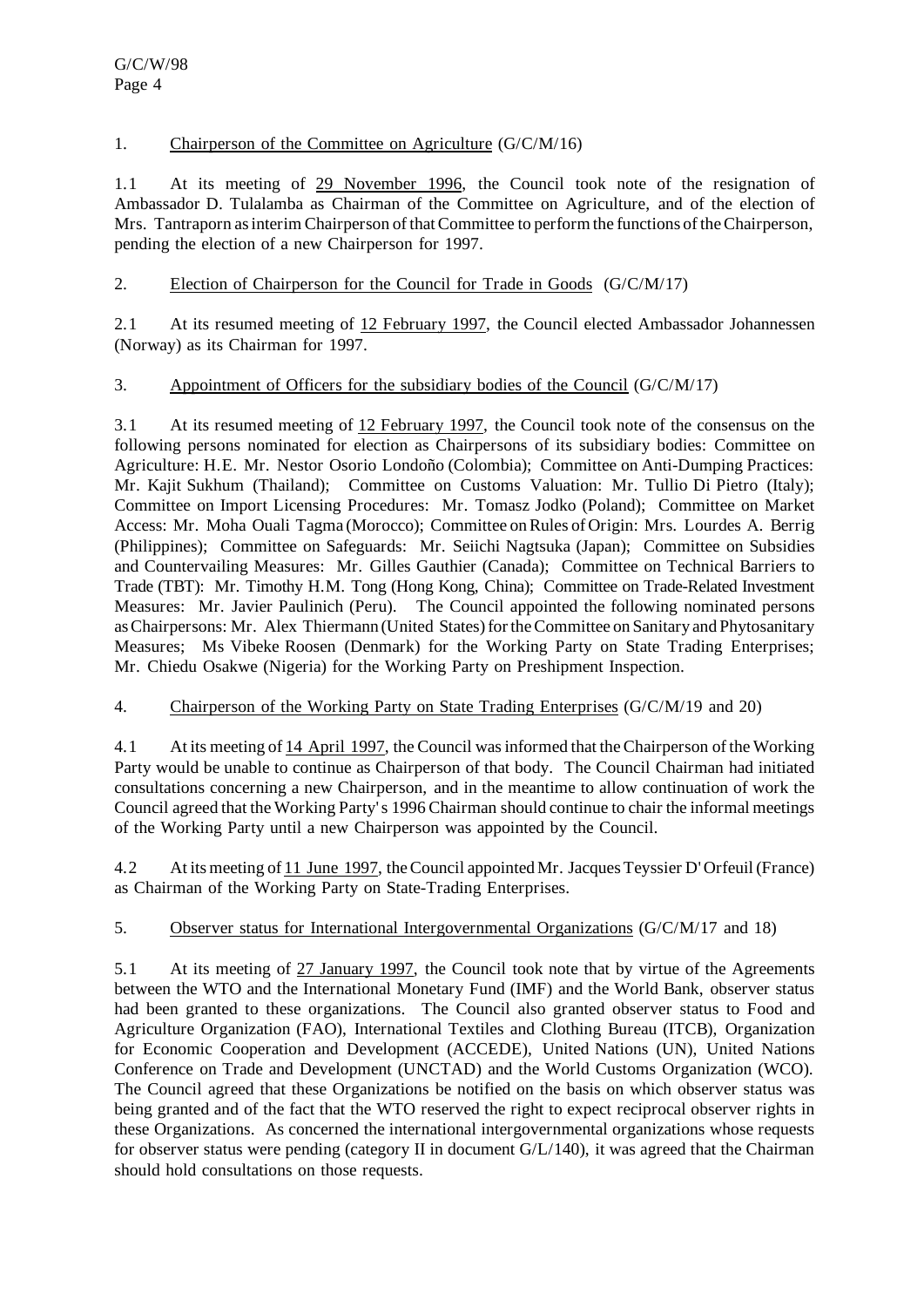1. <u>Chairperson of the Committee on Agriculture</u> (G/C/M/16)

1.1 At its meeting of <u>29 November 1996</u>, the Council took note of the resignation of Ambassador D. Tulalamba as Chairman of the Committee on Agriculture, and of the election of Mrs. Tantraporn as interim Chairperson of that Committee to perform the functions of the Chairperson, pending the election of a new Chairperson for 1997.

2. <u>Election of Chairperson for the Council for Trade in Goods</u> (G/C/M/17)

2.1 At its resumed meeting of <u>12 February 1997</u>, the Council elected Ambassador Johannessen (Norway) as its Chairman for 1997.

3. <u>Appointment of Officers for the subsidiary bodies of the Council</u> (G/C/M/17)

3.1 At its resumed meeting of <u>12 February 1997</u>, the Council took note of the consensus on the following persons nominated for election as Chairpersons of its subsidiary bodies: Committee on Agriculture: H.E. Mr. Nestor Osorio Londoño (Colombia); Committee on Anti-Dumping Practices: Mr. Kajit Sukhum (Thailand); Committee on Customs Valuation: Mr. Tullio Di Pietro (Italy); Committee on Import Licensing Procedures: Mr. Tomasz Jodko (Poland); Committee on Market Access: Mr. Moha Ouali Tagma (Morocco); Committee on Rules of Origin: Mrs. Lourdes A. Berrig (Philippines); Committee on Safeguards: Mr. Seiichi Nagtsuka (Japan); Committee on Subsidies and Countervailing Measures: Mr. Gilles Gauthier (Canada); Committee on Technical Barriers to Trade (TBT): Mr. Timothy H.M. Tong (Hong Kong, China); Committee on Trade-Related Investment Measures: Mr. Javier Paulinich (Peru). The Council appointed the following nominated persons as Chairpersons: Mr. Alex Thiermann (United States) for the Committee on Sanitary and Phytosanitary Measures; Ms Vibeke Roosen (Denmark) for the Working Party on State Trading Enterprises; Mr. Chiedu Osakwe (Nigeria) for the Working Party on Preshipment Inspection.

4. <u>Chairperson of the Working Party on State Trading Enterprises</u> (G/C/M/19 and 20)

4.1 At its meeting of <u>14 April 1997</u>, the Council was informed that the Chairperson of the Working Party would be unable to continue as Chairperson of that body. The Council Chairman had initiated consultations concerning a new Chairperson, and in the meantime to allow continuation of work the Council agreed that the Working Party's 1996 Chairman should continue to chair the informal meetings of the Working Party until a new Chairperson was appointed by the Council.

4.2 At its meeting of <u>11 June 1997</u>, the Council appointed Mr. Jacques Teyssier D'Orfeuil (France) as Chairman of the Working Party on State-Trading Enterprises.

5. <u>Observer status for International Intergovernmental Organizations</u> (G/C/M/17 and 18)

5.1 At its meeting of <u>27 January 1997</u>, the Council took note that by virtue of the Agreements between the WTO and the International Monetary Fund (IMF) and the World Bank, observer status had been granted to these organizations. The Council also granted observer status to Food and Agriculture Organization (FAO), International Textiles and Clothing Bureau (ITCB), Organization for Economic Cooperation and Development (ACCEDE), United Nations (UN), United Nations Conference on Trade and Development (UNCTAD) and the World Customs Organization (WCO). The Council agreed that these Organizations be notified on the basis on which observer status was being granted and of the fact that the WTO reserved the right to expect reciprocal observer rights in these Organizations. As concerned the international intergovernmental organizations whose requests for observer status were pending (category II in document G/L/140), it was agreed that the Chairman should hold consultations on those requests.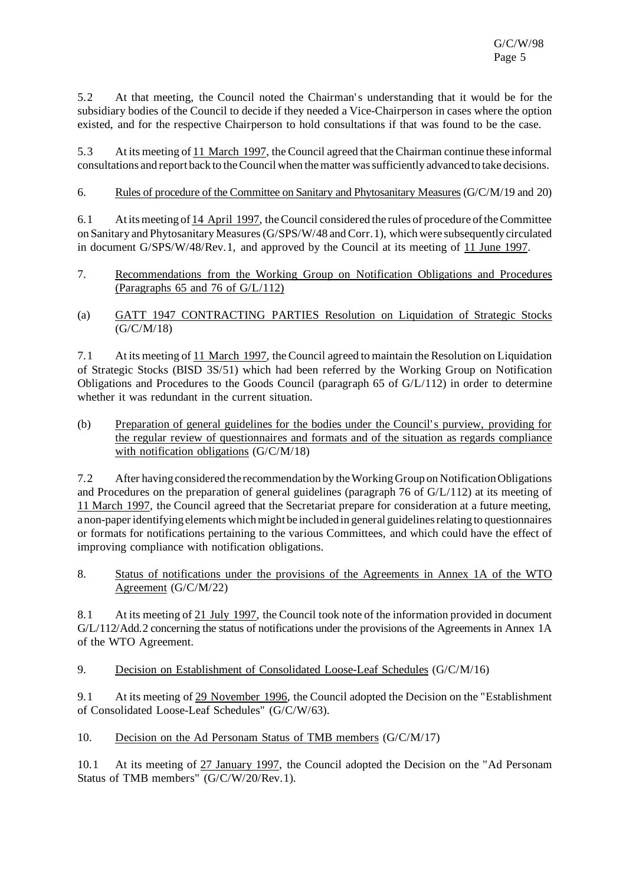5.2 At that meeting, the Council noted the Chairman's understanding that it would be for the subsidiary bodies of the Council to decide if they needed a Vice-Chairperson in cases where the option existed, and for the respective Chairperson to hold consultations if that was found to be the case.

5.3 At its meeting of 11 March 1997, the Council agreed that the Chairman continue these informal consultations and report back to the Council when the matter was sufficiently advanced to take decisions.

6. Rules of procedure of the Committee on Sanitary and Phytosanitary Measures (G/C/M/19 and 20)

6.1 At its meeting of 14 April 1997, the Council considered the rules of procedure of the Committee on Sanitary and Phytosanitary Measures (G/SPS/W/48 and Corr.1), which were subsequently circulated in document G/SPS/W/48/Rev.1, and approved by the Council at its meeting of 11 June 1997.

7. Recommendations from the Working Group on Notification Obligations and Procedures (Paragraphs 65 and 76 of G/L/112)

(a) GATT 1947 CONTRACTING PARTIES Resolution on Liquidation of Strategic Stocks (G/C/M/18)

7.1 At its meeting of 11 March 1997, the Council agreed to maintain the Resolution on Liquidation of Strategic Stocks (BISD 3S/51) which had been referred by the Working Group on Notification Obligations and Procedures to the Goods Council (paragraph 65 of G/L/112) in order to determine whether it was redundant in the current situation.

(b) Preparation of general guidelines for the bodies under the Council's purview, providing for the regular review of questionnaires and formats and of the situation as regards compliance with notification obligations (G/C/M/18)

7.2 After having considered the recommendation by the Working Group on Notification Obligations and Procedures on the preparation of general guidelines (paragraph 76 of G/L/112) at its meeting of 11 March 1997, the Council agreed that the Secretariat prepare for consideration at a future meeting, a non-paper identifying elements which might be included in general guidelines relating to questionnaires or formats for notifications pertaining to the various Committees, and which could have the effect of improving compliance with notification obligations.

8. Status of notifications under the provisions of the Agreements in Annex 1A of the WTO Agreement (G/C/M/22)

8.1 At its meeting of 21 July 1997, the Council took note of the information provided in document G/L/112/Add.2 concerning the status of notifications under the provisions of the Agreements in Annex 1A of the WTO Agreement.

9. Decision on Establishment of Consolidated Loose-Leaf Schedules (G/C/M/16)

9.1 At its meeting of 29 November 1996, the Council adopted the Decision on the "Establishment of Consolidated Loose-Leaf Schedules" (G/C/W/63).

10. Decision on the Ad Personam Status of TMB members (G/C/M/17)

10.1 At its meeting of 27 January 1997, the Council adopted the Decision on the "Ad Personam Status of TMB members" (G/C/W/20/Rev.1).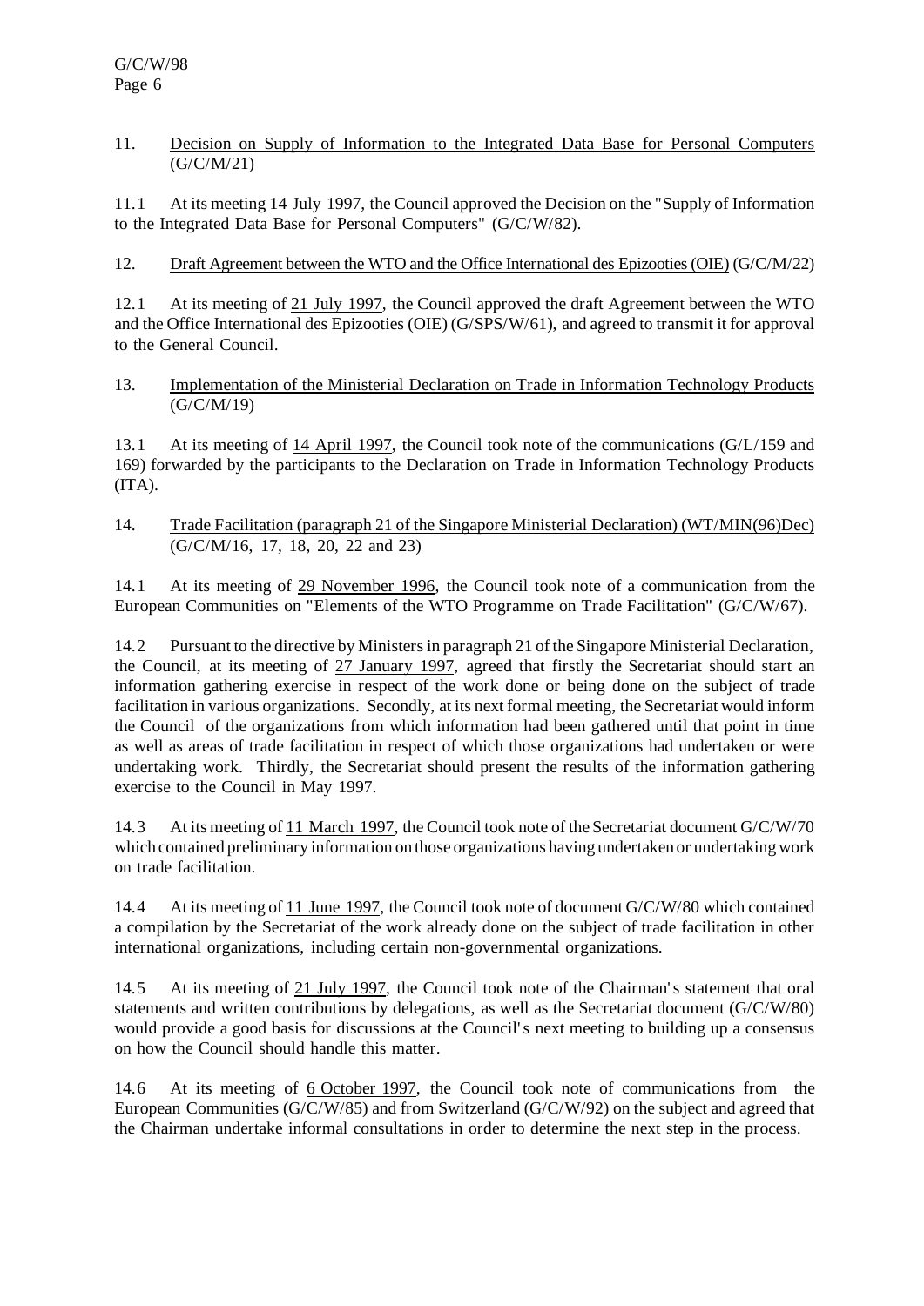11. Decision on Supply of Information to the Integrated Data Base for Personal Computers (G/C/M/21)

11.1 At its meeting 14 July 1997, the Council approved the Decision on the "Supply of Information to the Integrated Data Base for Personal Computers" (G/C/W/82).

12. Draft Agreement between the WTO and the Office International des Epizooties (OIE) (G/C/M/22)

12.1 At its meeting of 21 July 1997, the Council approved the draft Agreement between the WTO and the Office International des Epizooties (OIE) (G/SPS/W/61), and agreed to transmit it for approval to the General Council.

13. Implementation of the Ministerial Declaration on Trade in Information Technology Products (G/C/M/19)

13.1 At its meeting of 14 April 1997, the Council took note of the communications (G/L/159 and 169) forwarded by the participants to the Declaration on Trade in Information Technology Products (ITA).

14. Trade Facilitation (paragraph 21 of the Singapore Ministerial Declaration) (WT/MIN(96)Dec) (G/C/M/16, 17, 18, 20, 22 and 23)

14.1 At its meeting of 29 November 1996, the Council took note of a communication from the European Communities on "Elements of the WTO Programme on Trade Facilitation" (G/C/W/67).

14.2 Pursuant to the directive by Ministers in paragraph 21 of the Singapore Ministerial Declaration, the Council, at its meeting of 27 January 1997, agreed that firstly the Secretariat should start an information gathering exercise in respect of the work done or being done on the subject of trade facilitation in various organizations. Secondly, at its next formal meeting, the Secretariat would inform the Council of the organizations from which information had been gathered until that point in time as well as areas of trade facilitation in respect of which those organizations had undertaken or were undertaking work. Thirdly, the Secretariat should present the results of the information gathering exercise to the Council in May 1997.

14.3 At its meeting of 11 March 1997, the Council took note of the Secretariat document G/C/W/70 which contained preliminary information on those organizations having undertaken or undertaking work on trade facilitation.

14.4 At its meeting of 11 June 1997, the Council took note of document G/C/W/80 which contained a compilation by the Secretariat of the work already done on the subject of trade facilitation in other international organizations, including certain non-governmental organizations.

14.5 At its meeting of 21 July 1997, the Council took note of the Chairman's statement that oral statements and written contributions by delegations, as well as the Secretariat document (G/C/W/80) would provide a good basis for discussions at the Council's next meeting to building up a consensus on how the Council should handle this matter.

14.6 At its meeting of 6 October 1997, the Council took note of communications from the European Communities (G/C/W/85) and from Switzerland (G/C/W/92) on the subject and agreed that the Chairman undertake informal consultations in order to determine the next step in the process.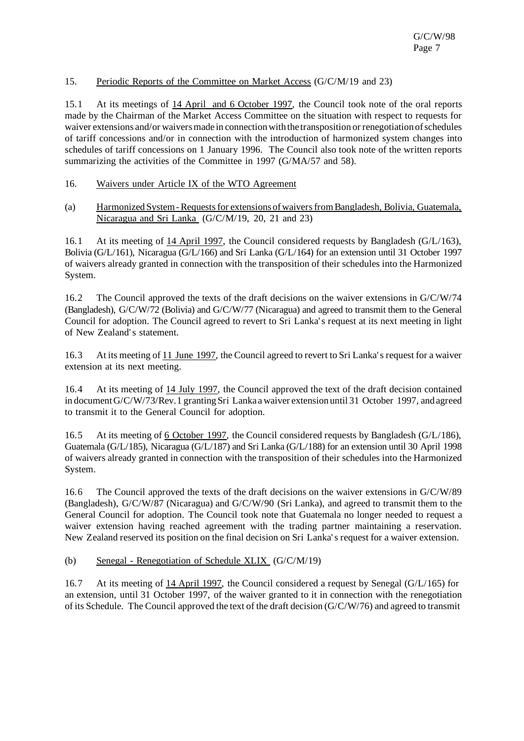15. Periodic Reports of the Committee on Market Access (G/C/M/19 and 23)

15.1 At its meetings of 14 April and 6 October 1997, the Council took note of the oral reports made by the Chairman of the Market Access Committee on the situation with respect to requests for waiver extensions and/or waivers made in connection with the transposition or renegotiation of schedules of tariff concessions and/or in connection with the introduction of harmonized system changes into schedules of tariff concessions on 1 January 1996. The Council also took note of the written reports summarizing the activities of the Committee in 1997 (G/MA/57 and 58).

16. Waivers under Article IX of the WTO Agreement

(a) Harmonized System - Requests for extensions of waivers from Bangladesh, Bolivia, Guatemala, Nicaragua and Sri Lanka (G/C/M/19, 20, 21 and 23)

16.1 At its meeting of 14 April 1997, the Council considered requests by Bangladesh (G/L/163), Bolivia (G/L/161), Nicaragua (G/L/166) and Sri Lanka (G/L/164) for an extension until 31 October 1997 of waivers already granted in connection with the transposition of their schedules into the Harmonized System.

16.2 The Council approved the texts of the draft decisions on the waiver extensions in G/C/W/74 (Bangladesh), G/C/W/72 (Bolivia) and G/C/W/77 (Nicaragua) and agreed to transmit them to the General Council for adoption. The Council agreed to revert to Sri Lanka's request at its next meeting in light of New Zealand's statement.

16.3 At its meeting of 11 June 1997, the Council agreed to revert to Sri Lanka's request for a waiver extension at its next meeting.

16.4 At its meeting of 14 July 1997, the Council approved the text of the draft decision contained in document G/C/W/73/Rev.1 granting Sri Lanka a waiver extension until 31 October 1997, and agreed to transmit it to the General Council for adoption.

16.5 At its meeting of 6 October 1997, the Council considered requests by Bangladesh (G/L/186), Guatemala (G/L/185), Nicaragua (G/L/187) and Sri Lanka (G/L/188) for an extension until 30 April 1998 of waivers already granted in connection with the transposition of their schedules into the Harmonized System.

16.6 The Council approved the texts of the draft decisions on the waiver extensions in G/C/W/89 (Bangladesh), G/C/W/87 (Nicaragua) and G/C/W/90 (Sri Lanka), and agreed to transmit them to the General Council for adoption. The Council took note that Guatemala no longer needed to request a waiver extension having reached agreement with the trading partner maintaining a reservation. New Zealand reserved its position on the final decision on Sri Lanka's request for a waiver extension.

(b) Senegal - Renegotiation of Schedule XLIX (G/C/M/19)

16.7 At its meeting of 14 April 1997, the Council considered a request by Senegal (G/L/165) for an extension, until 31 October 1997, of the waiver granted to it in connection with the renegotiation of its Schedule. The Council approved the text of the draft decision (G/C/W/76) and agreed to transmit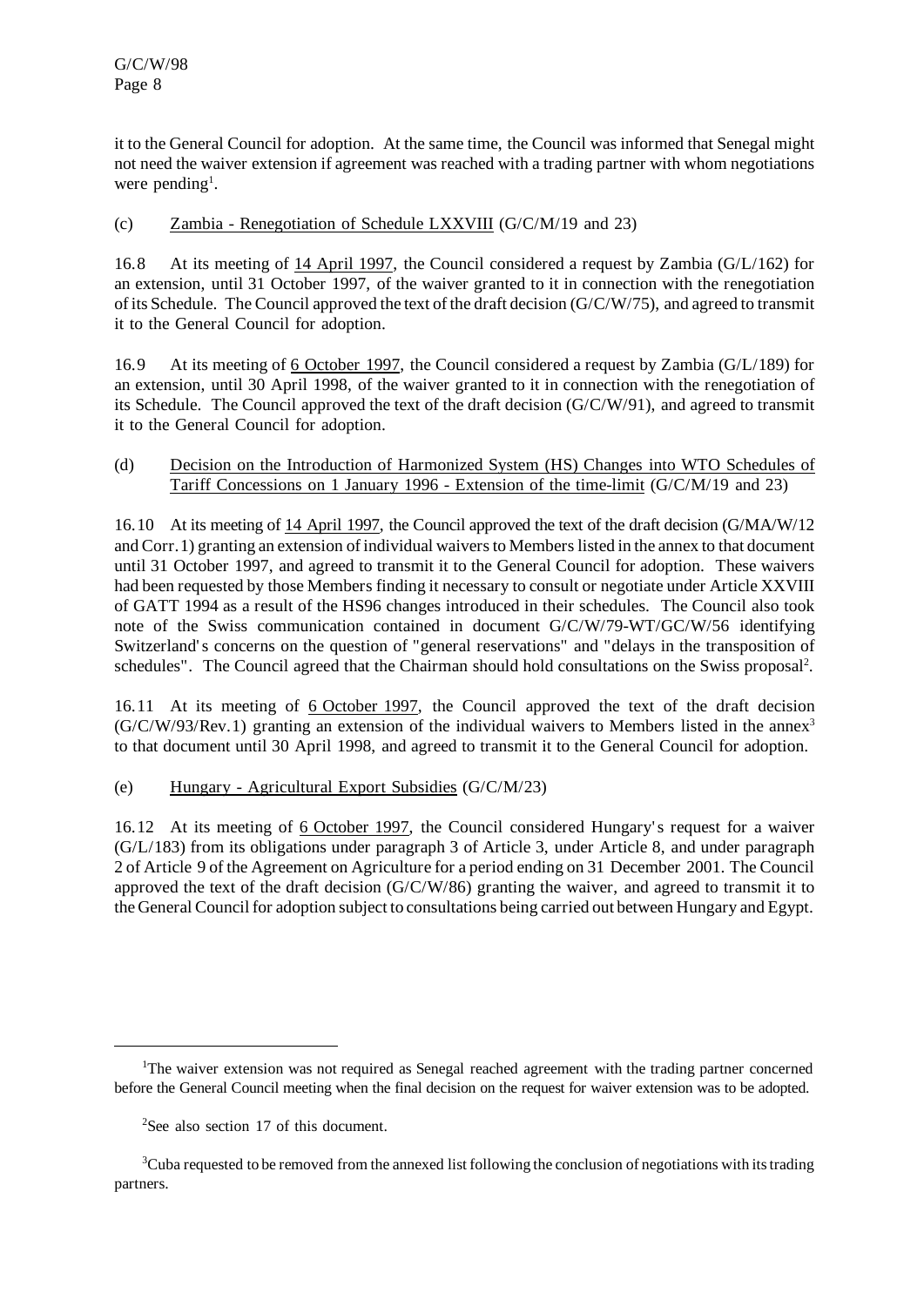it to the General Council for adoption. At the same time, the Council was informed that Senegal might not need the waiver extension if agreement was reached with a trading partner with whom negotiations were pending[1].

(c) Zambia - Renegotiation of Schedule LXXVIII (G/C/M/19 and 23)

16.8 At its meeting of 14 April 1997, the Council considered a request by Zambia (G/L/162) for an extension, until 31 October 1997, of the waiver granted to it in connection with the renegotiation of its Schedule. The Council approved the text of the draft decision (G/C/W/75), and agreed to transmit it to the General Council for adoption.

16.9 At its meeting of 6 October 1997, the Council considered a request by Zambia (G/L/189) for an extension, until 30 April 1998, of the waiver granted to it in connection with the renegotiation of its Schedule. The Council approved the text of the draft decision (G/C/W/91), and agreed to transmit it to the General Council for adoption.

(d) Decision on the Introduction of Harmonized System (HS) Changes into WTO Schedules of Tariff Concessions on 1 January 1996 - Extension of the time-limit (G/C/M/19 and 23)

16.10 At its meeting of 14 April 1997, the Council approved the text of the draft decision (G/MA/W/12 and Corr.1) granting an extension of individual waivers to Members listed in the annex to that document until 31 October 1997, and agreed to transmit it to the General Council for adoption. These waivers had been requested by those Members finding it necessary to consult or negotiate under Article XXVIII of GATT 1994 as a result of the HS96 changes introduced in their schedules. The Council also took note of the Swiss communication contained in document G/C/W/79-WT/GC/W/56 identifying Switzerland's concerns on the question of "general reservations" and "delays in the transposition of schedules". The Council agreed that the Chairman should hold consultations on the Swiss proposal[2].

16.11 At its meeting of 6 October 1997, the Council approved the text of the draft decision (G/C/W/93/Rev.1) granting an extension of the individual waivers to Members listed in the annex[3] to that document until 30 April 1998, and agreed to transmit it to the General Council for adoption.

(e) Hungary - Agricultural Export Subsidies (G/C/M/23)

16.12 At its meeting of 6 October 1997, the Council considered Hungary's request for a waiver (G/L/183) from its obligations under paragraph 3 of Article 3, under Article 8, and under paragraph 2 of Article 9 of the Agreement on Agriculture for a period ending on 31 December 2001. The Council approved the text of the draft decision (G/C/W/86) granting the waiver, and agreed to transmit it to the General Council for adoption subject to consultations being carried out between Hungary and Egypt.

---

[1]The waiver extension was not required as Senegal reached agreement with the trading partner concerned before the General Council meeting when the final decision on the request for waiver extension was to be adopted.

[2]See also section 17 of this document.

[3]Cuba requested to be removed from the annexed list following the conclusion of negotiations with its trading partners.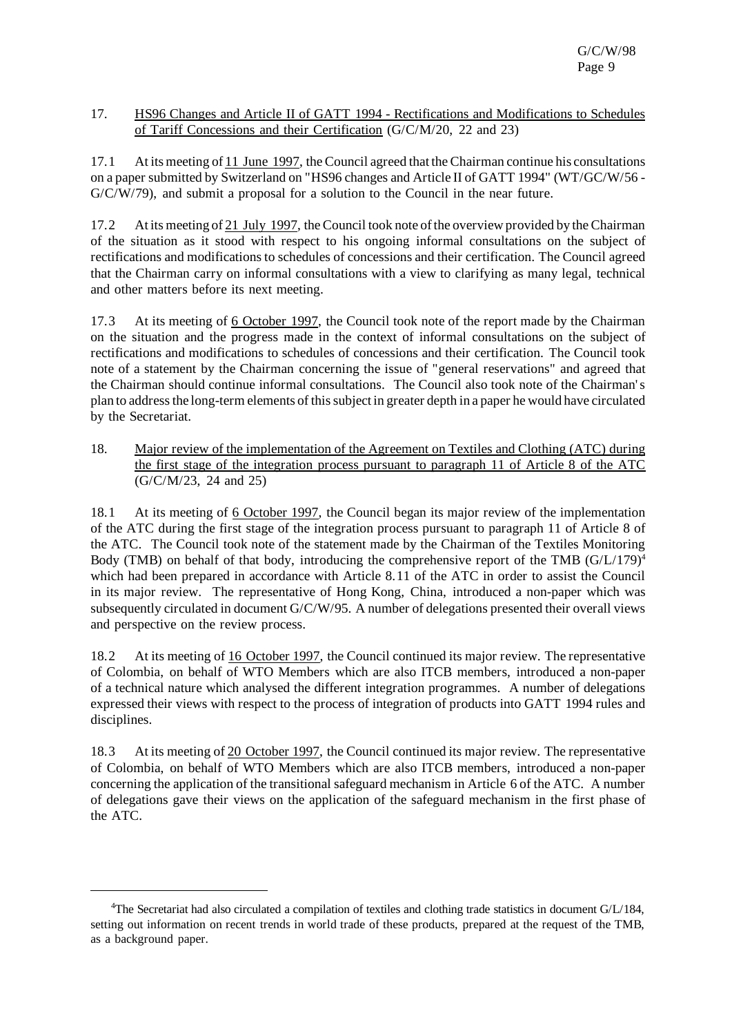17. HS96 Changes and Article II of GATT 1994 - Rectifications and Modifications to Schedules of Tariff Concessions and their Certification (G/C/M/20, 22 and 23)

17.1 At its meeting of 11 June 1997, the Council agreed that the Chairman continue his consultations on a paper submitted by Switzerland on "HS96 changes and Article II of GATT 1994" (WT/GC/W/56 - G/C/W/79), and submit a proposal for a solution to the Council in the near future.

17.2 At its meeting of 21 July 1997, the Council took note of the overview provided by the Chairman of the situation as it stood with respect to his ongoing informal consultations on the subject of rectifications and modifications to schedules of concessions and their certification. The Council agreed that the Chairman carry on informal consultations with a view to clarifying as many legal, technical and other matters before its next meeting.

17.3 At its meeting of 6 October 1997, the Council took note of the report made by the Chairman on the situation and the progress made in the context of informal consultations on the subject of rectifications and modifications to schedules of concessions and their certification. The Council took note of a statement by the Chairman concerning the issue of "general reservations" and agreed that the Chairman should continue informal consultations. The Council also took note of the Chairman's plan to address the long-term elements of this subject in greater depth in a paper he would have circulated by the Secretariat.

18. Major review of the implementation of the Agreement on Textiles and Clothing (ATC) during the first stage of the integration process pursuant to paragraph 11 of Article 8 of the ATC (G/C/M/23, 24 and 25)

18.1 At its meeting of 6 October 1997, the Council began its major review of the implementation of the ATC during the first stage of the integration process pursuant to paragraph 11 of Article 8 of the ATC. The Council took note of the statement made by the Chairman of the Textiles Monitoring Body (TMB) on behalf of that body, introducing the comprehensive report of the TMB (G/L/179)[4] which had been prepared in accordance with Article 8.11 of the ATC in order to assist the Council in its major review. The representative of Hong Kong, China, introduced a non-paper which was subsequently circulated in document G/C/W/95. A number of delegations presented their overall views and perspective on the review process.

18.2 At its meeting of 16 October 1997, the Council continued its major review. The representative of Colombia, on behalf of WTO Members which are also ITCB members, introduced a non-paper of a technical nature which analysed the different integration programmes. A number of delegations expressed their views with respect to the process of integration of products into GATT 1994 rules and disciplines.

18.3 At its meeting of 20 October 1997, the Council continued its major review. The representative of Colombia, on behalf of WTO Members which are also ITCB members, introduced a non-paper concerning the application of the transitional safeguard mechanism in Article 6 of the ATC. A number of delegations gave their views on the application of the safeguard mechanism in the first phase of the ATC.

---

[4]The Secretariat had also circulated a compilation of textiles and clothing trade statistics in document G/L/184, setting out information on recent trends in world trade of these products, prepared at the request of the TMB, as a background paper.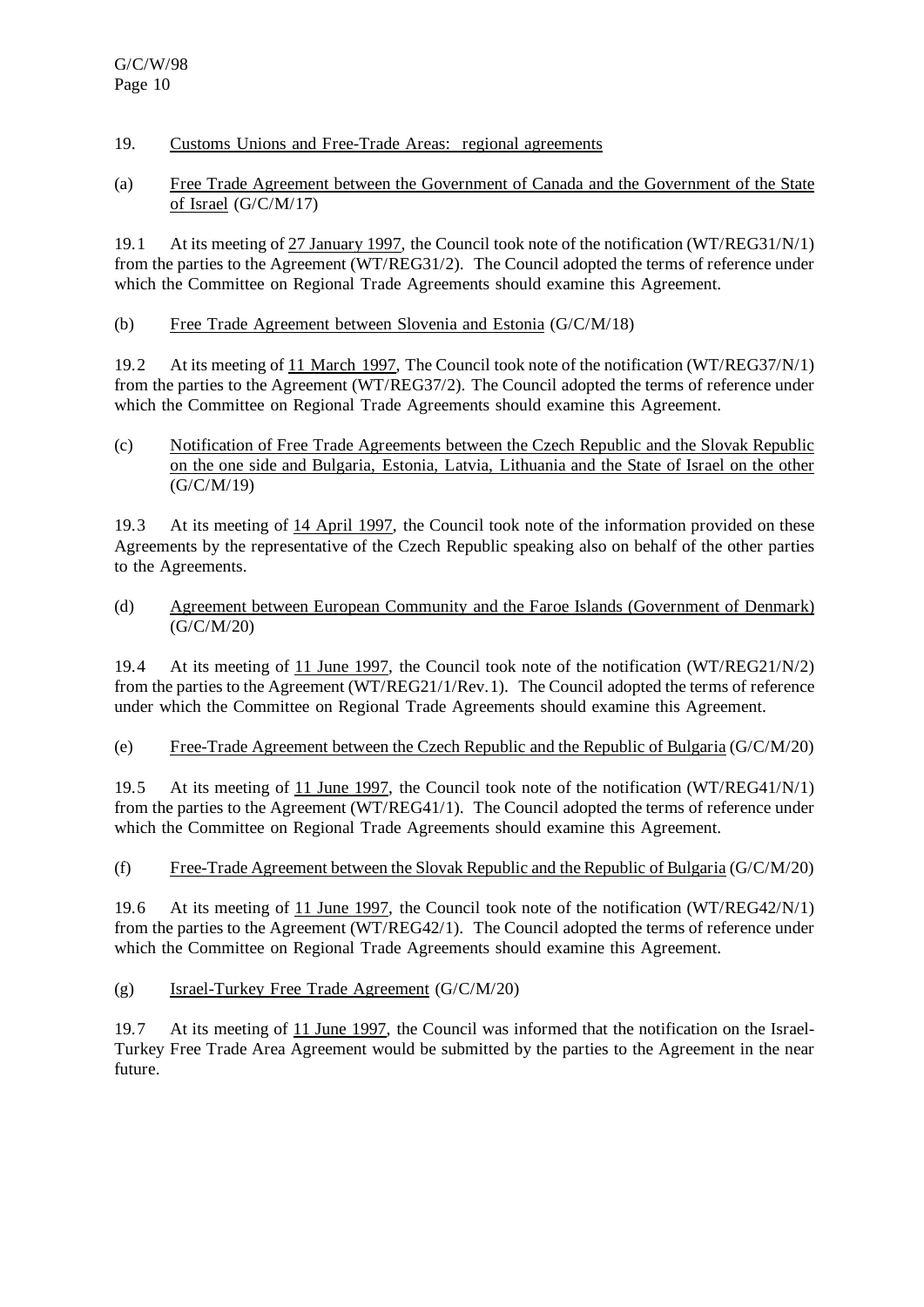19. Customs Unions and Free-Trade Areas: regional agreements

(a) Free Trade Agreement between the Government of Canada and the Government of the State of Israel (G/C/M/17)

19.1 At its meeting of 27 January 1997, the Council took note of the notification (WT/REG31/N/1) from the parties to the Agreement (WT/REG31/2). The Council adopted the terms of reference under which the Committee on Regional Trade Agreements should examine this Agreement.

(b) Free Trade Agreement between Slovenia and Estonia (G/C/M/18)

19.2 At its meeting of 11 March 1997, The Council took note of the notification (WT/REG37/N/1) from the parties to the Agreement (WT/REG37/2). The Council adopted the terms of reference under which the Committee on Regional Trade Agreements should examine this Agreement.

(c) Notification of Free Trade Agreements between the Czech Republic and the Slovak Republic on the one side and Bulgaria, Estonia, Latvia, Lithuania and the State of Israel on the other (G/C/M/19)

19.3 At its meeting of 14 April 1997, the Council took note of the information provided on these Agreements by the representative of the Czech Republic speaking also on behalf of the other parties to the Agreements.

(d) Agreement between European Community and the Faroe Islands (Government of Denmark) (G/C/M/20)

19.4 At its meeting of 11 June 1997, the Council took note of the notification (WT/REG21/N/2) from the parties to the Agreement (WT/REG21/1/Rev.1). The Council adopted the terms of reference under which the Committee on Regional Trade Agreements should examine this Agreement.

(e) Free-Trade Agreement between the Czech Republic and the Republic of Bulgaria (G/C/M/20)

19.5 At its meeting of 11 June 1997, the Council took note of the notification (WT/REG41/N/1) from the parties to the Agreement (WT/REG41/1). The Council adopted the terms of reference under which the Committee on Regional Trade Agreements should examine this Agreement.

(f) Free-Trade Agreement between the Slovak Republic and the Republic of Bulgaria (G/C/M/20)

19.6 At its meeting of 11 June 1997, the Council took note of the notification (WT/REG42/N/1) from the parties to the Agreement (WT/REG42/1). The Council adopted the terms of reference under which the Committee on Regional Trade Agreements should examine this Agreement.

(g) Israel-Turkey Free Trade Agreement (G/C/M/20)

19.7 At its meeting of 11 June 1997, the Council was informed that the notification on the Israel-Turkey Free Trade Area Agreement would be submitted by the parties to the Agreement in the near future.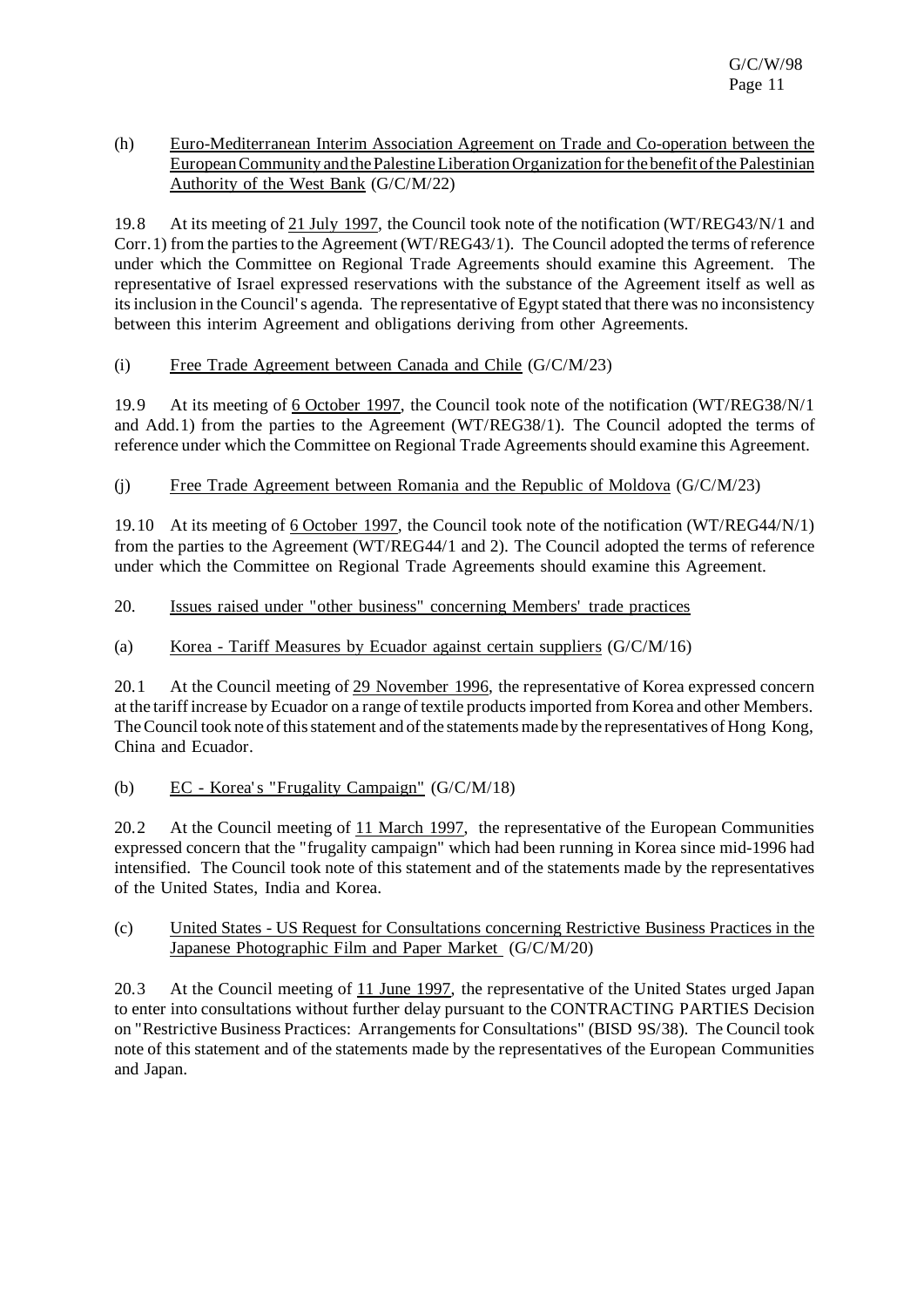(h) Euro-Mediterranean Interim Association Agreement on Trade and Co-operation between the European Community and the Palestine Liberation Organization for the benefit of the Palestinian Authority of the West Bank (G/C/M/22)

19.8 At its meeting of 21 July 1997, the Council took note of the notification (WT/REG43/N/1 and Corr.1) from the parties to the Agreement (WT/REG43/1). The Council adopted the terms of reference under which the Committee on Regional Trade Agreements should examine this Agreement. The representative of Israel expressed reservations with the substance of the Agreement itself as well as its inclusion in the Council's agenda. The representative of Egypt stated that there was no inconsistency between this interim Agreement and obligations deriving from other Agreements.

(i) Free Trade Agreement between Canada and Chile (G/C/M/23)

19.9 At its meeting of 6 October 1997, the Council took note of the notification (WT/REG38/N/1 and Add.1) from the parties to the Agreement (WT/REG38/1). The Council adopted the terms of reference under which the Committee on Regional Trade Agreements should examine this Agreement.

(j) Free Trade Agreement between Romania and the Republic of Moldova (G/C/M/23)

19.10 At its meeting of 6 October 1997, the Council took note of the notification (WT/REG44/N/1) from the parties to the Agreement (WT/REG44/1 and 2). The Council adopted the terms of reference under which the Committee on Regional Trade Agreements should examine this Agreement.

20. Issues raised under "other business" concerning Members' trade practices

(a) Korea - Tariff Measures by Ecuador against certain suppliers (G/C/M/16)

20.1 At the Council meeting of 29 November 1996, the representative of Korea expressed concern at the tariff increase by Ecuador on a range of textile products imported from Korea and other Members. The Council took note of this statement and of the statements made by the representatives of Hong Kong, China and Ecuador.

(b) EC - Korea's "Frugality Campaign" (G/C/M/18)

20.2 At the Council meeting of 11 March 1997, the representative of the European Communities expressed concern that the "frugality campaign" which had been running in Korea since mid-1996 had intensified. The Council took note of this statement and of the statements made by the representatives of the United States, India and Korea.

(c) United States - US Request for Consultations concerning Restrictive Business Practices in the Japanese Photographic Film and Paper Market (G/C/M/20)

20.3 At the Council meeting of 11 June 1997, the representative of the United States urged Japan to enter into consultations without further delay pursuant to the CONTRACTING PARTIES Decision on "Restrictive Business Practices: Arrangements for Consultations" (BISD 9S/38). The Council took note of this statement and of the statements made by the representatives of the European Communities and Japan.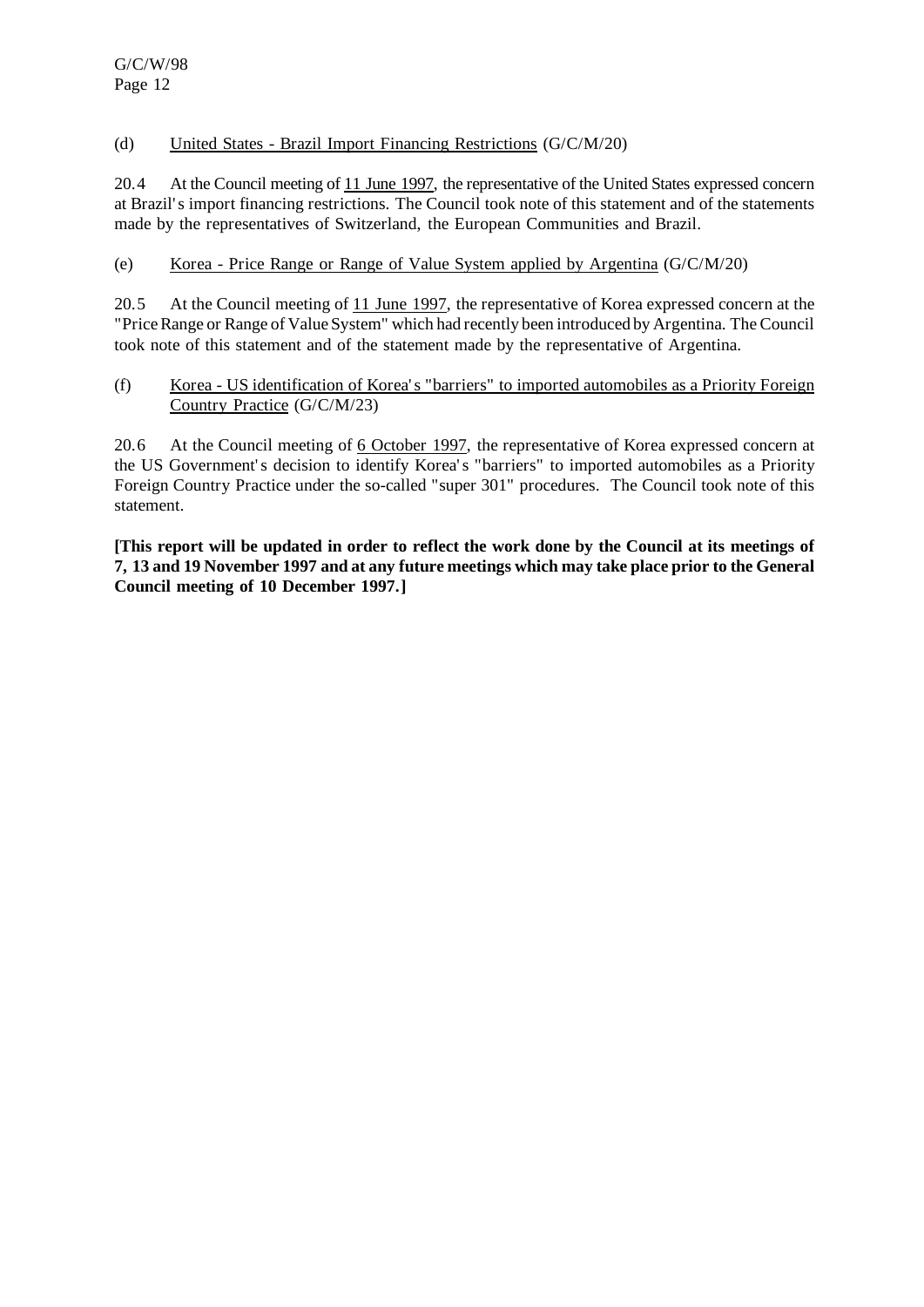(d) United States - Brazil Import Financing Restrictions (G/C/M/20)

20.4 At the Council meeting of 11 June 1997, the representative of the United States expressed concern at Brazil's import financing restrictions. The Council took note of this statement and of the statements made by the representatives of Switzerland, the European Communities and Brazil.

(e) Korea - Price Range or Range of Value System applied by Argentina (G/C/M/20)

20.5 At the Council meeting of 11 June 1997, the representative of Korea expressed concern at the "Price Range or Range of Value System" which had recently been introduced by Argentina. The Council took note of this statement and of the statement made by the representative of Argentina.

(f) Korea - US identification of Korea's "barriers" to imported automobiles as a Priority Foreign Country Practice (G/C/M/23)

20.6 At the Council meeting of 6 October 1997, the representative of Korea expressed concern at the US Government's decision to identify Korea's "barriers" to imported automobiles as a Priority Foreign Country Practice under the so-called "super 301" procedures. The Council took note of this statement.

**[This report will be updated in order to reflect the work done by the Council at its meetings of 7, 13 and 19 November 1997 and at any future meetings which may take place prior to the General Council meeting of 10 December 1997.]**